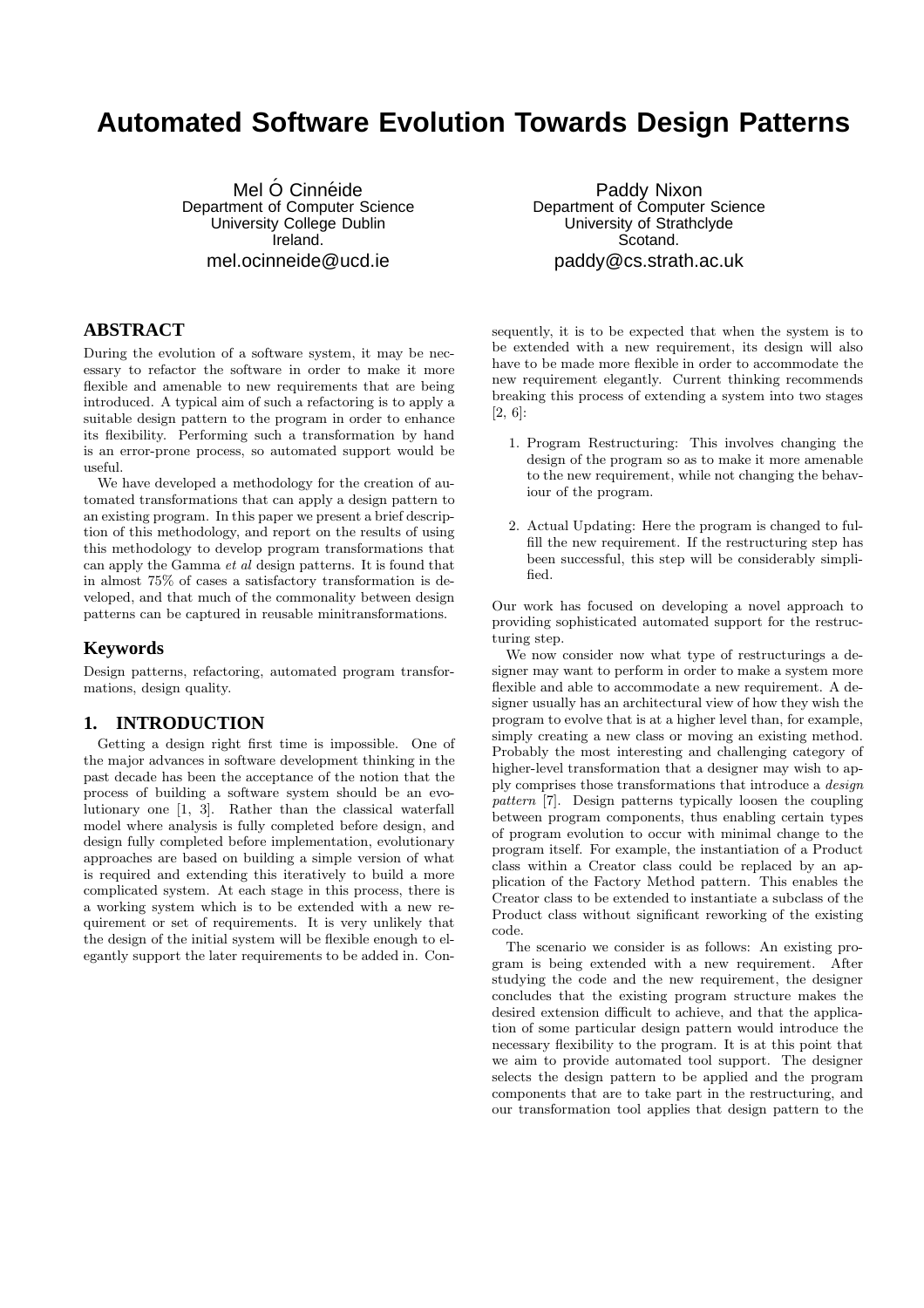# Automated Software Evolution Towards Design Patterns

Mel Ó Cinnéide
Department of Computer Science
University College Dublin
Ireland.
mel.ocinneide@ucd.ie

Paddy Nixon
Department of Computer Science
University of Strathclyde
Scotand.
paddy@cs.strath.ac.uk

## ABSTRACT

During the evolution of a software system, it may be necessary to refactor the software in order to make it more flexible and amenable to new requirements that are being introduced. A typical aim of such a refactoring is to apply a suitable design pattern to the program in order to enhance its flexibility. Performing such a transformation by hand is an error-prone process, so automated support would be useful.

We have developed a methodology for the creation of automated transformations that can apply a design pattern to an existing program. In this paper we present a brief description of this methodology, and report on the results of using this methodology to develop program transformations that can apply the Gamma *et al* design patterns. It is found that in almost 75% of cases a satisfactory transformation is developed, and that much of the commonality between design patterns can be captured in reusable minitransformations.

## Keywords

Design patterns, refactoring, automated program transformations, design quality.

## 1. INTRODUCTION

Getting a design right first time is impossible. One of the major advances in software development thinking in the past decade has been the acceptance of the notion that the process of building a software system should be an evolutionary one [1, 3]. Rather than the classical waterfall model where analysis is fully completed before design, and design fully completed before implementation, evolutionary approaches are based on building a simple version of what is required and extending this iteratively to build a more complicated system. At each stage in this process, there is a working system which is to be extended with a new requirement or set of requirements. It is very unlikely that the design of the initial system will be flexible enough to elegantly support the later requirements to be added in. Consequently, it is to be expected that when the system is to be extended with a new requirement, its design will also have to be made more flexible in order to accommodate the new requirement elegantly. Current thinking recommends breaking this process of extending a system into two stages [2, 6]:

1. Program Restructuring: This involves changing the design of the program so as to make it more amenable to the new requirement, while not changing the behaviour of the program.

2. Actual Updating: Here the program is changed to fulfill the new requirement. If the restructuring step has been successful, this step will be considerably simplified.

Our work has focused on developing a novel approach to providing sophisticated automated support for the restructuring step.

We now consider now what type of restructurings a designer may want to perform in order to make a system more flexible and able to accommodate a new requirement. A designer usually has an architectural view of how they wish the program to evolve that is at a higher level than, for example, simply creating a new class or moving an existing method. Probably the most interesting and challenging category of higher-level transformation that a designer may wish to apply comprises those transformations that introduce a *design pattern* [7]. Design patterns typically loosen the coupling between program components, thus enabling certain types of program evolution to occur with minimal change to the program itself. For example, the instantiation of a Product class within a Creator class could be replaced by an application of the Factory Method pattern. This enables the Creator class to be extended to instantiate a subclass of the Product class without significant reworking of the existing code.

The scenario we consider is as follows: An existing program is being extended with a new requirement. After studying the code and the new requirement, the designer concludes that the existing program structure makes the desired extension difficult to achieve, and that the application of some particular design pattern would introduce the necessary flexibility to the program. It is at this point that we aim to provide automated tool support. The designer selects the design pattern to be applied and the program components that are to take part in the restructuring, and our transformation tool applies that design pattern to the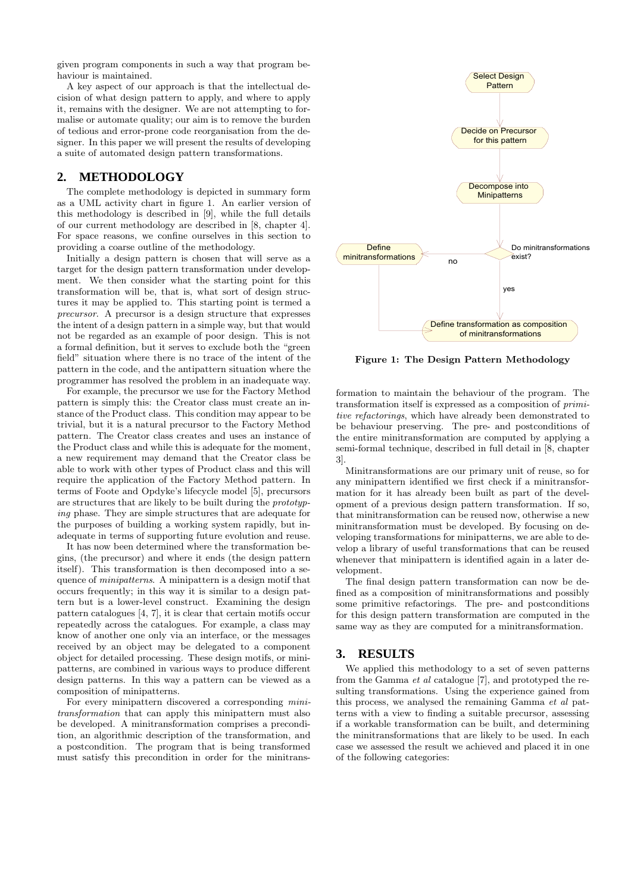given program components in such a way that program behaviour is maintained.

A key aspect of our approach is that the intellectual decision of what design pattern to apply, and where to apply it, remains with the designer. We are not attempting to formalise or automate quality; our aim is to remove the burden of tedious and error-prone code reorganisation from the designer. In this paper we will present the results of developing a suite of automated design pattern transformations.

## 2. METHODOLOGY

The complete methodology is depicted in summary form as a UML activity chart in figure 1. An earlier version of this methodology is described in [9], while the full details of our current methodology are described in [8, chapter 4]. For space reasons, we confine ourselves in this section to providing a coarse outline of the methodology.

Initially a design pattern is chosen that will serve as a target for the design pattern transformation under development. We then consider what the starting point for this transformation will be, that is, what sort of design structures it may be applied to. This starting point is termed a *precursor*. A precursor is a design structure that expresses the intent of a design pattern in a simple way, but that would not be regarded as an example of poor design. This is not a formal definition, but it serves to exclude both the "green field" situation where there is no trace of the intent of the pattern in the code, and the antipattern situation where the programmer has resolved the problem in an inadequate way.

For example, the precursor we use for the Factory Method pattern is simply this: the Creator class must create an instance of the Product class. This condition may appear to be trivial, but it is a natural precursor to the Factory Method pattern. The Creator class creates and uses an instance of the Product class and while this is adequate for the moment, a new requirement may demand that the Creator class be able to work with other types of Product class and this will require the application of the Factory Method pattern. In terms of Foote and Opdyke's lifecycle model [5], precursors are structures that are likely to be built during the *prototyping* phase. They are simple structures that are adequate for the purposes of building a working system rapidly, but inadequate in terms of supporting future evolution and reuse.

It has now been determined where the transformation begins, (the precursor) and where it ends (the design pattern itself). This transformation is then decomposed into a sequence of *minipatterns*. A minipattern is a design motif that occurs frequently; in this way it is similar to a design pattern but is a lower-level construct. Examining the design pattern catalogues [4, 7], it is clear that certain motifs occur repeatedly across the catalogues. For example, a class may know of another one only via an interface, or the messages received by an object may be delegated to a component object for detailed processing. These design motifs, or minipatterns, are combined in various ways to produce different design patterns. In this way a pattern can be viewed as a composition of minipatterns.

For every minipattern discovered a corresponding *minitransformation* that can apply this minipattern must also be developed. A minitransformation comprises a precondition, an algorithmic description of the transformation, and a postcondition. The program that is being transformed must satisfy this precondition in order for the minitransformation to maintain the behaviour of the program. The transformation itself is expressed as a composition of *primitive refactorings*, which have already been demonstrated to be behaviour preserving. The pre- and postconditions of the entire minitransformation are computed by applying a semi-formal technique, described in full detail in [8, chapter 3].

Select Design Pattern

Decide on Precursor for this pattern

Decompose into Minipatterns

Do minitransformations exist?

no

yes

Define minitransformations

Define transformation as composition of minitransformations

**Figure 1: The Design Pattern Methodology**

Minitransformations are our primary unit of reuse, so for any minipattern identified we first check if a minitransformation for it has already been built as part of the development of a previous design pattern transformation. If so, that minitransformation can be reused now, otherwise a new minitransformation must be developed. By focusing on developing transformations for minipatterns, we are able to develop a library of useful transformations that can be reused whenever that minipattern is identified again in a later development.

The final design pattern transformation can now be defined as a composition of minitransformations and possibly some primitive refactorings. The pre- and postconditions for this design pattern transformation are computed in the same way as they are computed for a minitransformation.

## 3. RESULTS

We applied this methodology to a set of seven patterns from the Gamma *et al* catalogue [7], and prototyped the resulting transformations. Using the experience gained from this process, we analysed the remaining Gamma *et al* patterns with a view to finding a suitable precursor, assessing if a workable transformation can be built, and determining the minitransformations that are likely to be used. In each case we assessed the result we achieved and placed it in one of the following categories: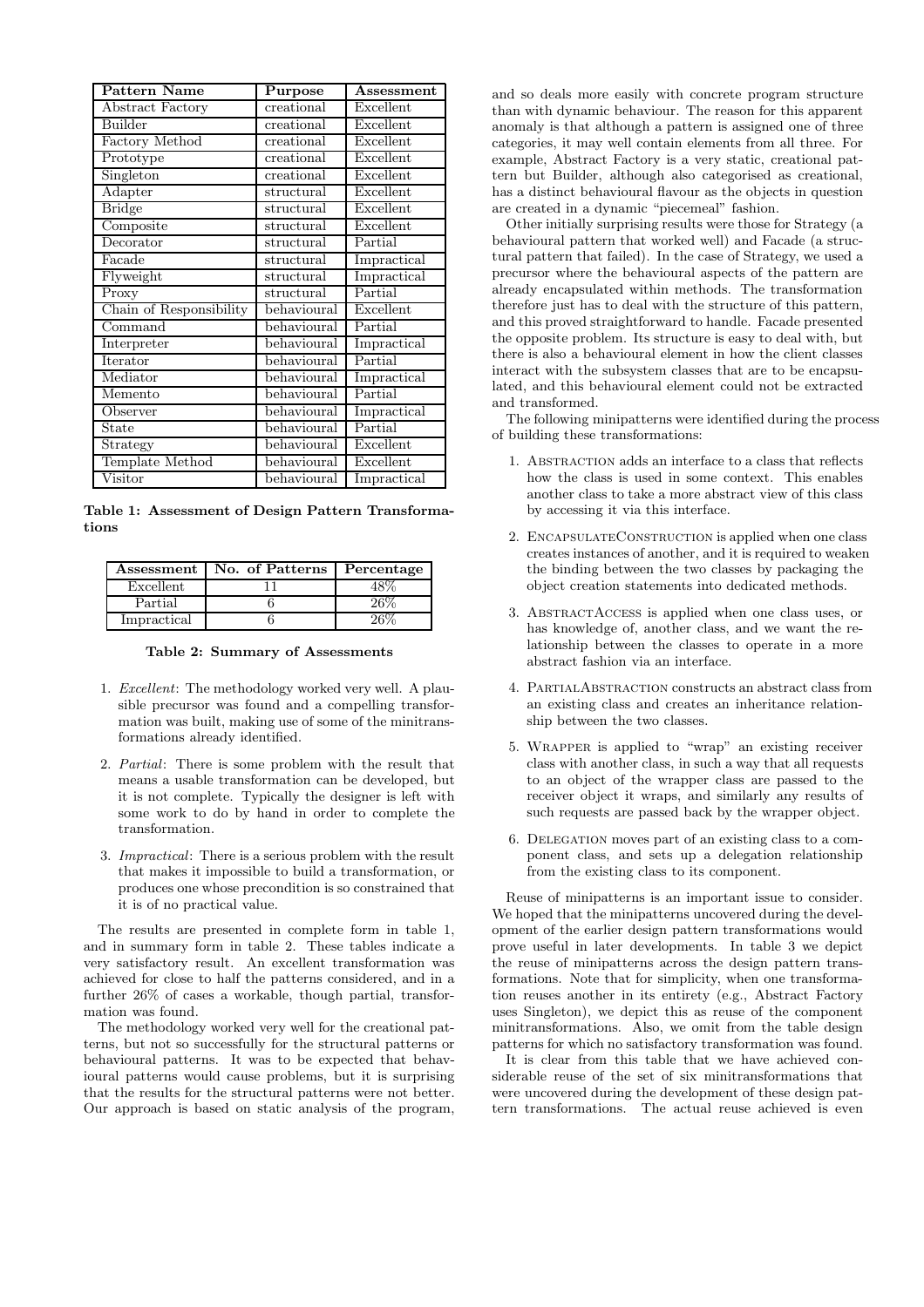| Pattern Name | Purpose | Assessment |
|---|---|---|
| Abstract Factory | creational | Excellent |
| Builder | creational | Excellent |
| Factory Method | creational | Excellent |
| Prototype | creational | Excellent |
| Singleton | creational | Excellent |
| Adapter | structural | Excellent |
| Bridge | structural | Excellent |
| Composite | structural | Excellent |
| Decorator | structural | Partial |
| Facade | structural | Impractical |
| Flyweight | structural | Impractical |
| Proxy | structural | Partial |
| Chain of Responsibility | behavioural | Excellent |
| Command | behavioural | Partial |
| Interpreter | behavioural | Impractical |
| Iterator | behavioural | Partial |
| Mediator | behavioural | Impractical |
| Memento | behavioural | Partial |
| Observer | behavioural | Impractical |
| State | behavioural | Partial |
| Strategy | behavioural | Excellent |
| Template Method | behavioural | Excellent |
| Visitor | behavioural | Impractical |

**Table 1: Assessment of Design Pattern Transformations**

| Assessment | No. of Patterns | Percentage |
|---|---|---|
| Excellent | 11 | 48% |
| Partial | 6 | 26% |
| Impractical | 6 | 26% |

**Table 2: Summary of Assessments**

1. *Excellent*: The methodology worked very well. A plausible precursor was found and a compelling transformation was built, making use of some of the minitransformations already identified.

2. *Partial*: There is some problem with the result that means a usable transformation can be developed, but it is not complete. Typically the designer is left with some work to do by hand in order to complete the transformation.

3. *Impractical*: There is a serious problem with the result that makes it impossible to build a transformation, or produces one whose precondition is so constrained that it is of no practical value.

The results are presented in complete form in table 1, and in summary form in table 2. These tables indicate a very satisfactory result. An excellent transformation was achieved for close to half the patterns considered, and in a further 26% of cases a workable, though partial, transformation was found.

The methodology worked very well for the creational patterns, but not so successfully for the structural patterns or behavioural patterns. It was to be expected that behavioural patterns would cause problems, but it is surprising that the results for the structural patterns were not better. Our approach is based on static analysis of the program, and so deals more easily with concrete program structure than with dynamic behaviour. The reason for this apparent anomaly is that although a pattern is assigned one of three categories, it may well contain elements from all three. For example, Abstract Factory is a very static, creational pattern but Builder, although also categorised as creational, has a distinct behavioural flavour as the objects in question are created in a dynamic "piecemeal" fashion.

Other initially surprising results were those for Strategy (a behavioural pattern that worked well) and Facade (a structural pattern that failed). In the case of Strategy, we used a precursor where the behavioural aspects of the pattern are already encapsulated within methods. The transformation therefore just has to deal with the structure of this pattern, and this proved straightforward to handle. Facade presented the opposite problem. Its structure is easy to deal with, but there is also a behavioural element in how the client classes interact with the subsystem classes that are to be encapsulated, and this behavioural element could not be extracted and transformed.

The following minipatterns were identified during the process of building these transformations:

1. Abstraction adds an interface to a class that reflects how the class is used in some context. This enables another class to take a more abstract view of this class by accessing it via this interface.

2. EncapsulateConstruction is applied when one class creates instances of another, and it is required to weaken the binding between the two classes by packaging the object creation statements into dedicated methods.

3. AbstractAccess is applied when one class uses, or has knowledge of, another class, and we want the relationship between the classes to operate in a more abstract fashion via an interface.

4. PartialAbstraction constructs an abstract class from an existing class and creates an inheritance relationship between the two classes.

5. Wrapper is applied to "wrap" an existing receiver class with another class, in such a way that all requests to an object of the wrapper class are passed to the receiver object it wraps, and similarly any results of such requests are passed back by the wrapper object.

6. Delegation moves part of an existing class to a component class, and sets up a delegation relationship from the existing class to its component.

Reuse of minipatterns is an important issue to consider. We hoped that the minipatterns uncovered during the development of the earlier design pattern transformations would prove useful in later developments. In table 3 we depict the reuse of minipatterns across the design pattern transformations. Note that for simplicity, when one transformation reuses another in its entirety (e.g., Abstract Factory uses Singleton), we depict this as reuse of the component minitransformations. Also, we omit from the table design patterns for which no satisfactory transformation was found.

It is clear from this table that we have achieved considerable reuse of the set of six minitransformations that were uncovered during the development of these design pattern transformations. The actual reuse achieved is even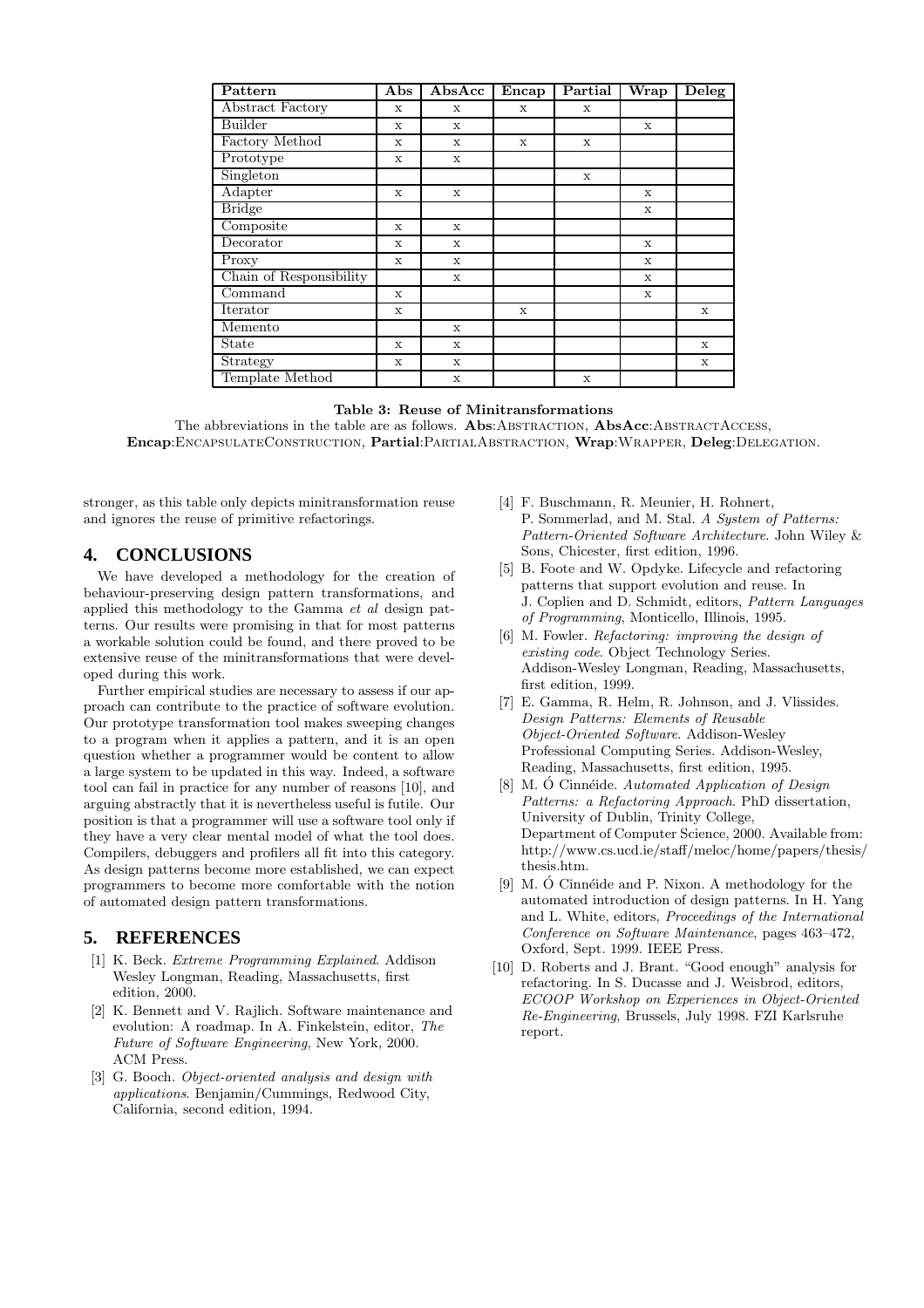| Pattern | Abs | AbsAcc | Encap | Partial | Wrap | Deleg |
|---|---|---|---|---|---|---|
| Abstract Factory | x | x | x | x | | |
| Builder | x | x | | | x | |
| Factory Method | x | x | x | x | | |
| Prototype | x | x | | | | |
| Singleton | | | | x | | |
| Adapter | x | x | | | x | |
| Bridge | | | | | x | |
| Composite | x | x | | | | |
| Decorator | x | x | | | x | |
| Proxy | x | x | | | x | |
| Chain of Responsibility | | x | | | x | |
| Command | x | | | | x | |
| Iterator | x | | x | | | x |
| Memento | | x | | | | |
| State | x | x | | | | x |
| Strategy | x | x | | | | x |
| Template Method | | x | | x | | |

**Table 3: Reuse of Minitransformations**

The abbreviations in the table are as follows. **Abs**:Abstraction, **AbsAcc**:AbstractAccess, **Encap**:EncapsulateConstruction, **Partial**:PartialAbstraction, **Wrap**:Wrapper, **Deleg**:Delegation.

stronger, as this table only depicts minitransformation reuse and ignores the reuse of primitive refactorings.

## 4. CONCLUSIONS

We have developed a methodology for the creation of behaviour-preserving design pattern transformations, and applied this methodology to the Gamma *et al* design patterns. Our results were promising in that for most patterns a workable solution could be found, and there proved to be extensive reuse of the minitransformations that were developed during this work.

Further empirical studies are necessary to assess if our approach can contribute to the practice of software evolution. Our prototype transformation tool makes sweeping changes to a program when it applies a pattern, and it is an open question whether a programmer would be content to allow a large system to be updated in this way. Indeed, a software tool can fail in practice for any number of reasons [10], and arguing abstractly that it is nevertheless useful is futile. Our position is that a programmer will use a software tool only if they have a very clear mental model of what the tool does. Compilers, debuggers and profilers all fit into this category. As design patterns become more established, we can expect programmers to become more comfortable with the notion of automated design pattern transformations.

## 5. REFERENCES

[1] K. Beck. *Extreme Programming Explained*. Addison Wesley Longman, Reading, Massachusetts, first edition, 2000.

[2] K. Bennett and V. Rajlich. Software maintenance and evolution: A roadmap. In A. Finkelstein, editor, *The Future of Software Engineering*, New York, 2000. ACM Press.

[3] G. Booch. *Object-oriented analysis and design with applications*. Benjamin/Cummings, Redwood City, California, second edition, 1994.

[4] F. Buschmann, R. Meunier, H. Rohnert, P. Sommerlad, and M. Stal. *A System of Patterns: Pattern-Oriented Software Architecture*. John Wiley & Sons, Chicester, first edition, 1996.

[5] B. Foote and W. Opdyke. Lifecycle and refactoring patterns that support evolution and reuse. In J. Coplien and D. Schmidt, editors, *Pattern Languages of Programming*, Monticello, Illinois, 1995.

[6] M. Fowler. *Refactoring: improving the design of existing code*. Object Technology Series. Addison-Wesley Longman, Reading, Massachusetts, first edition, 1999.

[7] E. Gamma, R. Helm, R. Johnson, and J. Vlissides. *Design Patterns: Elements of Reusable Object-Oriented Software*. Addison-Wesley Professional Computing Series. Addison-Wesley, Reading, Massachusetts, first edition, 1995.

[8] M. Ó Cinnéide. *Automated Application of Design Patterns: a Refactoring Approach*. PhD dissertation, University of Dublin, Trinity College, Department of Computer Science, 2000. Available from: http://www.cs.ucd.ie/staff/meloc/home/papers/thesis/thesis.htm.

[9] M. Ó Cinnéide and P. Nixon. A methodology for the automated introduction of design patterns. In H. Yang and L. White, editors, *Proceedings of the International Conference on Software Maintenance*, pages 463–472, Oxford, Sept. 1999. IEEE Press.

[10] D. Roberts and J. Brant. "Good enough" analysis for refactoring. In S. Ducasse and J. Weisbrod, editors, *ECOOP Workshop on Experiences in Object-Oriented Re-Engineering*, Brussels, July 1998. FZI Karlsruhe report.